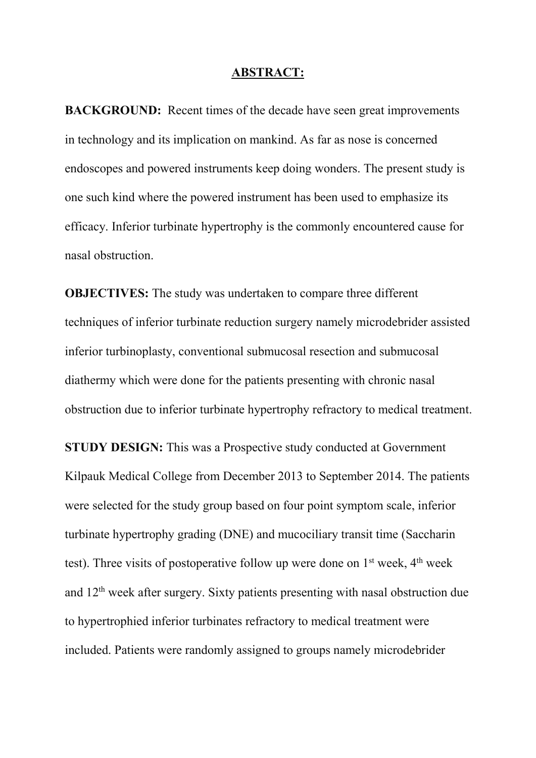## ABSTRACT:

**BACKGROUND:** Recent times of the decade have seen great improvements in technology and its implication on mankind. As far as nose is concerned endoscopes and powered instruments keep doing wonders. The present study is one such kind where the powered instrument has been used to emphasize its efficacy. Inferior turbinate hypertrophy is the commonly encountered cause for nasal obstruction.

**OBJECTIVES:** The study was undertaken to compare three different techniques of inferior turbinate reduction surgery namely microdebrider assisted inferior turbinoplasty, conventional submucosal resection and submucosal diathermy which were done for the patients presenting with chronic nasal obstruction due to inferior turbinate hypertrophy refractory to medical treatment.

**STUDY DESIGN:** This was a Prospective study conducted at Government Kilpauk Medical College from December 2013 to September 2014. The patients were selected for the study group based on four point symptom scale, inferior turbinate hypertrophy grading (DNE) and mucociliary transit time (Saccharin test). Three visits of postoperative follow up were done on 1st week, 4th week and 12th week after surgery. Sixty patients presenting with nasal obstruction due to hypertrophied inferior turbinates refractory to medical treatment were included. Patients were randomly assigned to groups namely microdebrider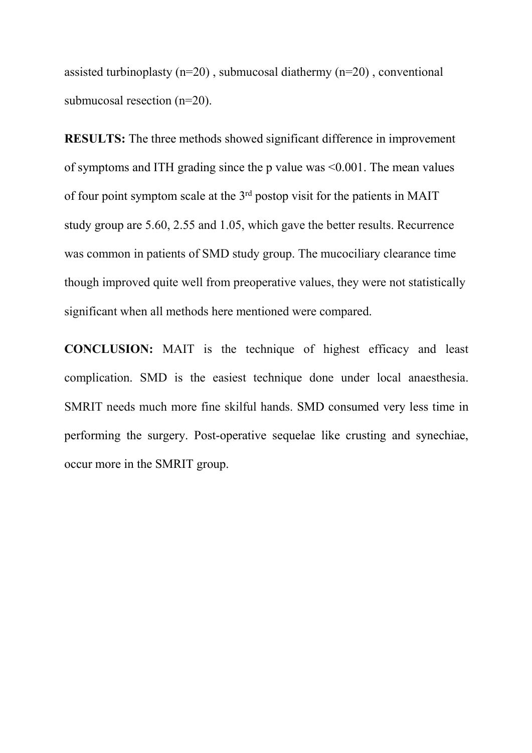assisted turbinoplasty (n=20) , submucosal diathermy (n=20) , conventional submucosal resection (n=20).

**RESULTS:** The three methods showed significant difference in improvement of symptoms and ITH grading since the p value was <0.001. The mean values of four point symptom scale at the 3rd postop visit for the patients in MAIT study group are 5.60, 2.55 and 1.05, which gave the better results. Recurrence was common in patients of SMD study group. The mucociliary clearance time though improved quite well from preoperative values, they were not statistically significant when all methods here mentioned were compared.

**CONCLUSION:** MAIT is the technique of highest efficacy and least complication. SMD is the easiest technique done under local anaesthesia. SMRIT needs much more fine skilful hands. SMD consumed very less time in performing the surgery. Post-operative sequelae like crusting and synechiae, occur more in the SMRIT group.